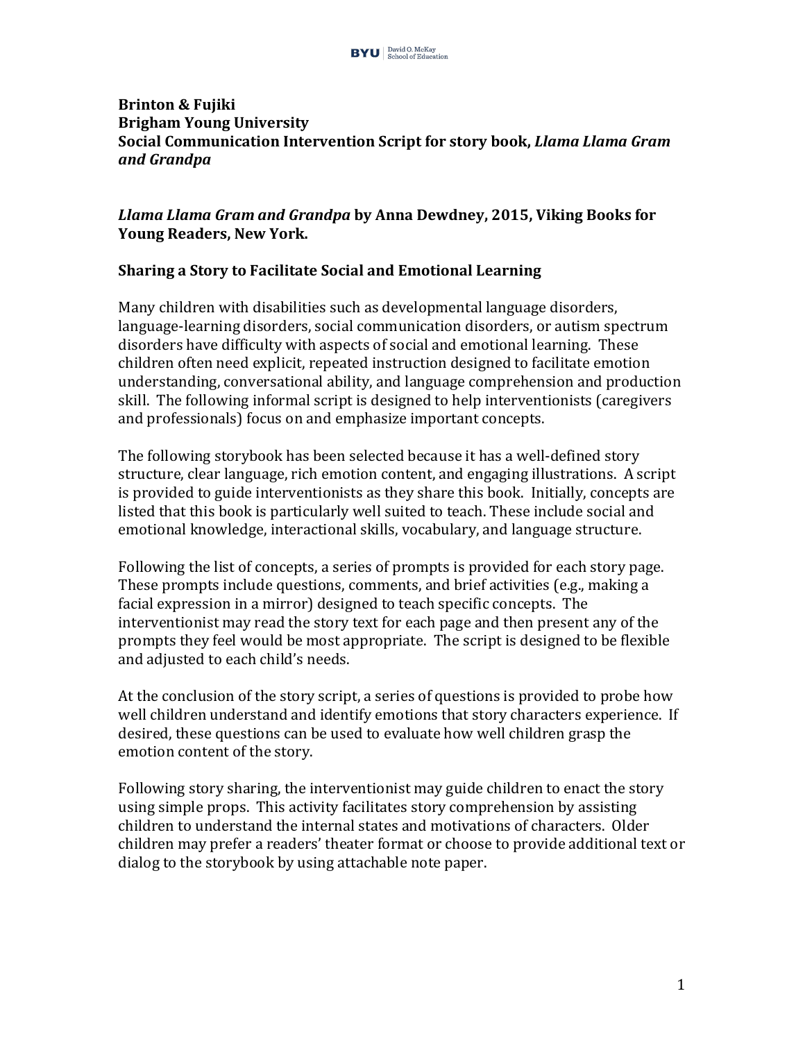**Brinton & Fujiki**
**Brigham Young University**
**Social Communication Intervention Script for story book, *Llama Llama Gram and Grandpa***

***Llama Llama Gram and Grandpa* by Anna Dewdney, 2015, Viking Books for Young Readers, New York.**

**Sharing a Story to Facilitate Social and Emotional Learning**

Many children with disabilities such as developmental language disorders, language-learning disorders, social communication disorders, or autism spectrum disorders have difficulty with aspects of social and emotional learning. These children often need explicit, repeated instruction designed to facilitate emotion understanding, conversational ability, and language comprehension and production skill. The following informal script is designed to help interventionists (caregivers and professionals) focus on and emphasize important concepts.

The following storybook has been selected because it has a well-defined story structure, clear language, rich emotion content, and engaging illustrations. A script is provided to guide interventionists as they share this book. Initially, concepts are listed that this book is particularly well suited to teach. These include social and emotional knowledge, interactional skills, vocabulary, and language structure.

Following the list of concepts, a series of prompts is provided for each story page. These prompts include questions, comments, and brief activities (e.g., making a facial expression in a mirror) designed to teach specific concepts. The interventionist may read the story text for each page and then present any of the prompts they feel would be most appropriate. The script is designed to be flexible and adjusted to each child's needs.

At the conclusion of the story script, a series of questions is provided to probe how well children understand and identify emotions that story characters experience. If desired, these questions can be used to evaluate how well children grasp the emotion content of the story.

Following story sharing, the interventionist may guide children to enact the story using simple props. This activity facilitates story comprehension by assisting children to understand the internal states and motivations of characters. Older children may prefer a readers' theater format or choose to provide additional text or dialog to the storybook by using attachable note paper.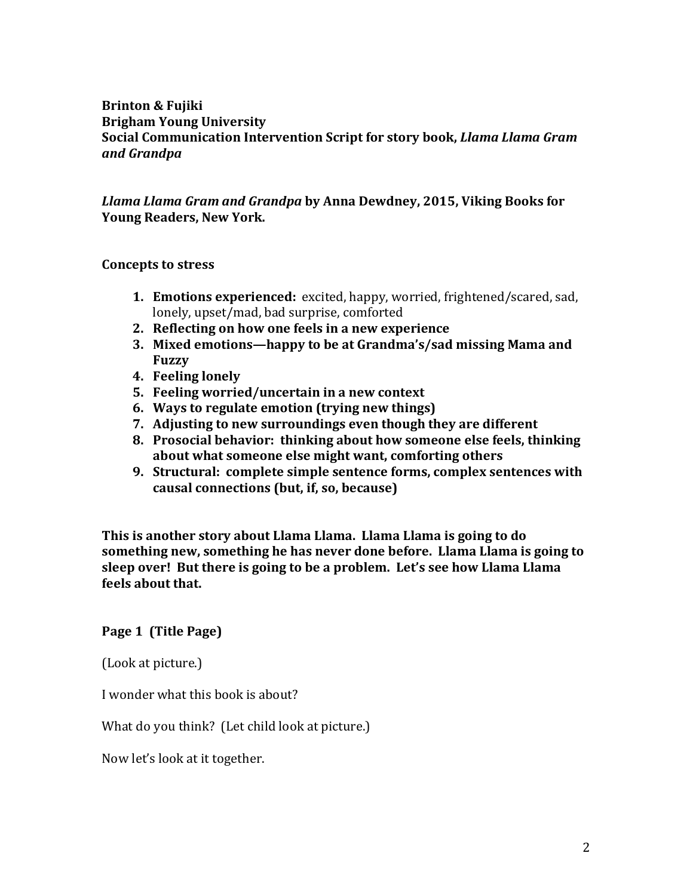**Brinton & Fujiki**
**Brigham Young University**
**Social Communication Intervention Script for story book, *Llama Llama Gram and Grandpa***

***Llama Llama Gram and Grandpa* by Anna Dewdney, 2015, Viking Books for Young Readers, New York.**

**Concepts to stress**

1. **Emotions experienced:** excited, happy, worried, frightened/scared, sad, lonely, upset/mad, bad surprise, comforted
2. **Reflecting on how one feels in a new experience**
3. **Mixed emotions—happy to be at Grandma's/sad missing Mama and Fuzzy**
4. **Feeling lonely**
5. **Feeling worried/uncertain in a new context**
6. **Ways to regulate emotion (trying new things)**
7. **Adjusting to new surroundings even though they are different**
8. **Prosocial behavior: thinking about how someone else feels, thinking about what someone else might want, comforting others**
9. **Structural: complete simple sentence forms, complex sentences with causal connections (but, if, so, because)**

**This is another story about Llama Llama. Llama Llama is going to do something new, something he has never done before. Llama Llama is going to sleep over! But there is going to be a problem. Let's see how Llama Llama feels about that.**

**Page 1 (Title Page)**

(Look at picture.)

I wonder what this book is about?

What do you think? (Let child look at picture.)

Now let's look at it together.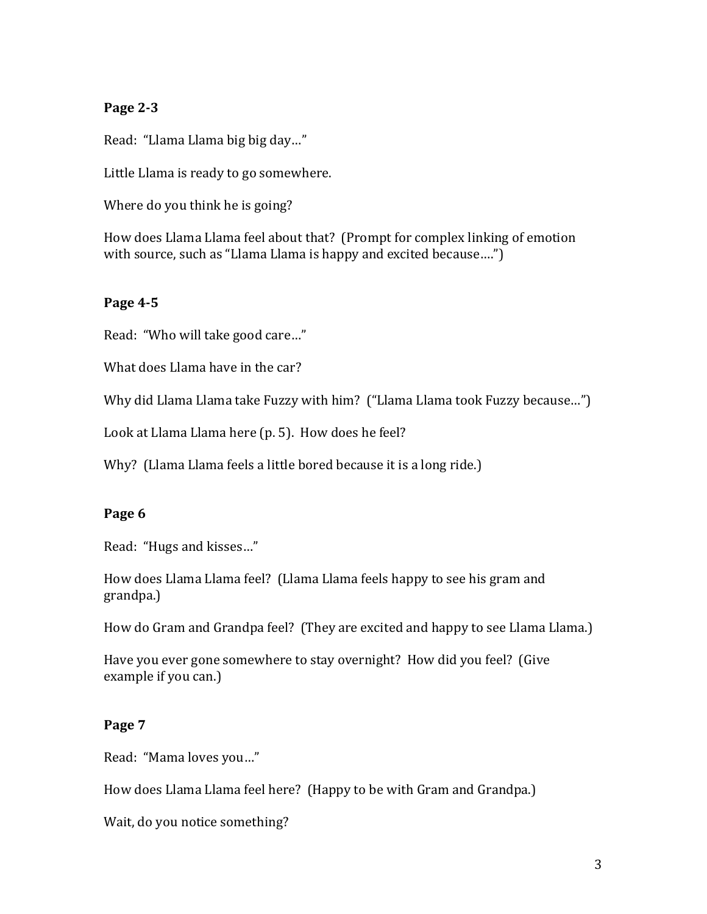**Page 2-3**

Read: "Llama Llama big big day…"

Little Llama is ready to go somewhere.

Where do you think he is going?

How does Llama Llama feel about that? (Prompt for complex linking of emotion with source, such as "Llama Llama is happy and excited because….")

**Page 4-5**

Read: "Who will take good care…"

What does Llama have in the car?

Why did Llama Llama take Fuzzy with him? ("Llama Llama took Fuzzy because…")

Look at Llama Llama here (p. 5). How does he feel?

Why? (Llama Llama feels a little bored because it is a long ride.)

**Page 6**

Read: "Hugs and kisses…"

How does Llama Llama feel? (Llama Llama feels happy to see his gram and grandpa.)

How do Gram and Grandpa feel? (They are excited and happy to see Llama Llama.)

Have you ever gone somewhere to stay overnight? How did you feel? (Give example if you can.)

**Page 7**

Read: "Mama loves you…"

How does Llama Llama feel here? (Happy to be with Gram and Grandpa.)

Wait, do you notice something?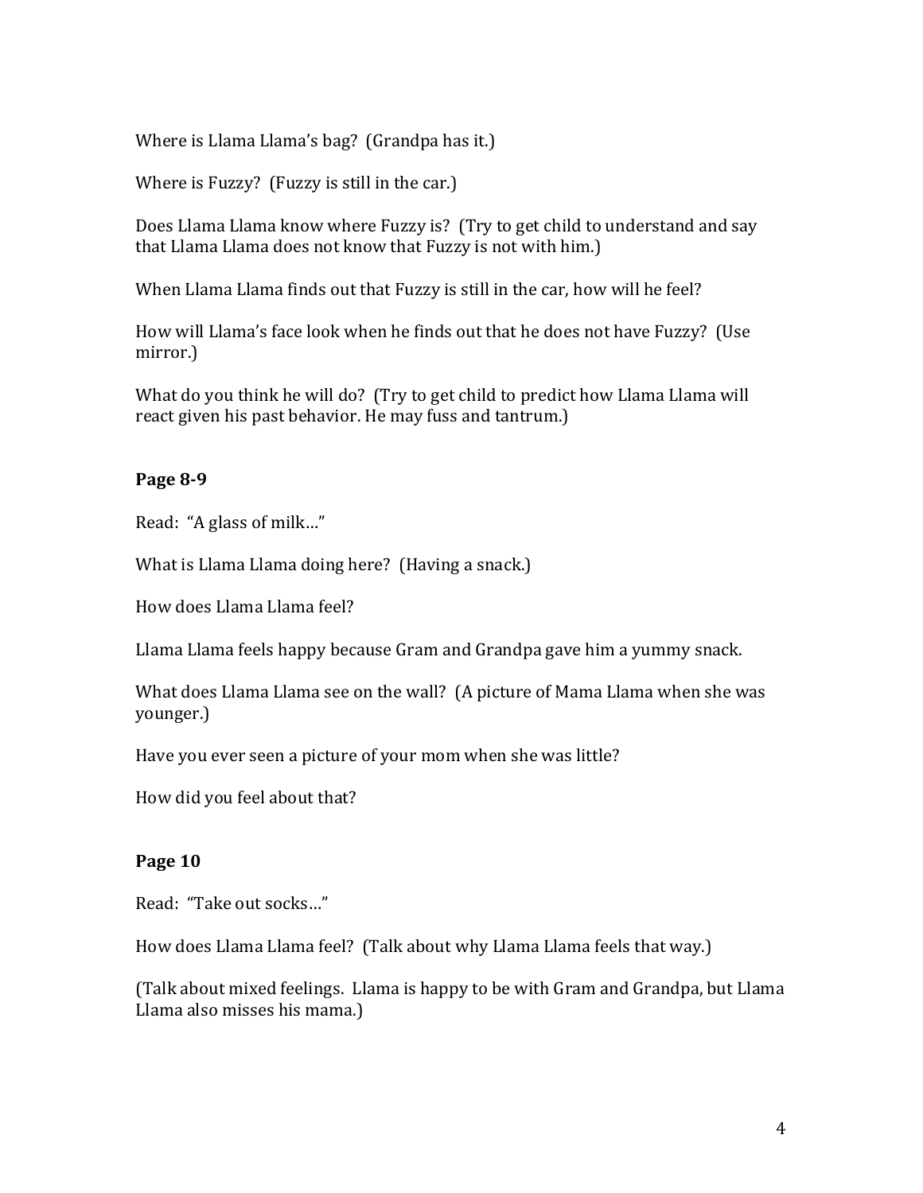Where is Llama Llama's bag? (Grandpa has it.)

Where is Fuzzy? (Fuzzy is still in the car.)

Does Llama Llama know where Fuzzy is? (Try to get child to understand and say that Llama Llama does not know that Fuzzy is not with him.)

When Llama Llama finds out that Fuzzy is still in the car, how will he feel?

How will Llama's face look when he finds out that he does not have Fuzzy? (Use mirror.)

What do you think he will do? (Try to get child to predict how Llama Llama will react given his past behavior. He may fuss and tantrum.)

**Page 8-9**

Read: "A glass of milk…"

What is Llama Llama doing here? (Having a snack.)

How does Llama Llama feel?

Llama Llama feels happy because Gram and Grandpa gave him a yummy snack.

What does Llama Llama see on the wall? (A picture of Mama Llama when she was younger.)

Have you ever seen a picture of your mom when she was little?

How did you feel about that?

**Page 10**

Read: "Take out socks…"

How does Llama Llama feel? (Talk about why Llama Llama feels that way.)

(Talk about mixed feelings. Llama is happy to be with Gram and Grandpa, but Llama Llama also misses his mama.)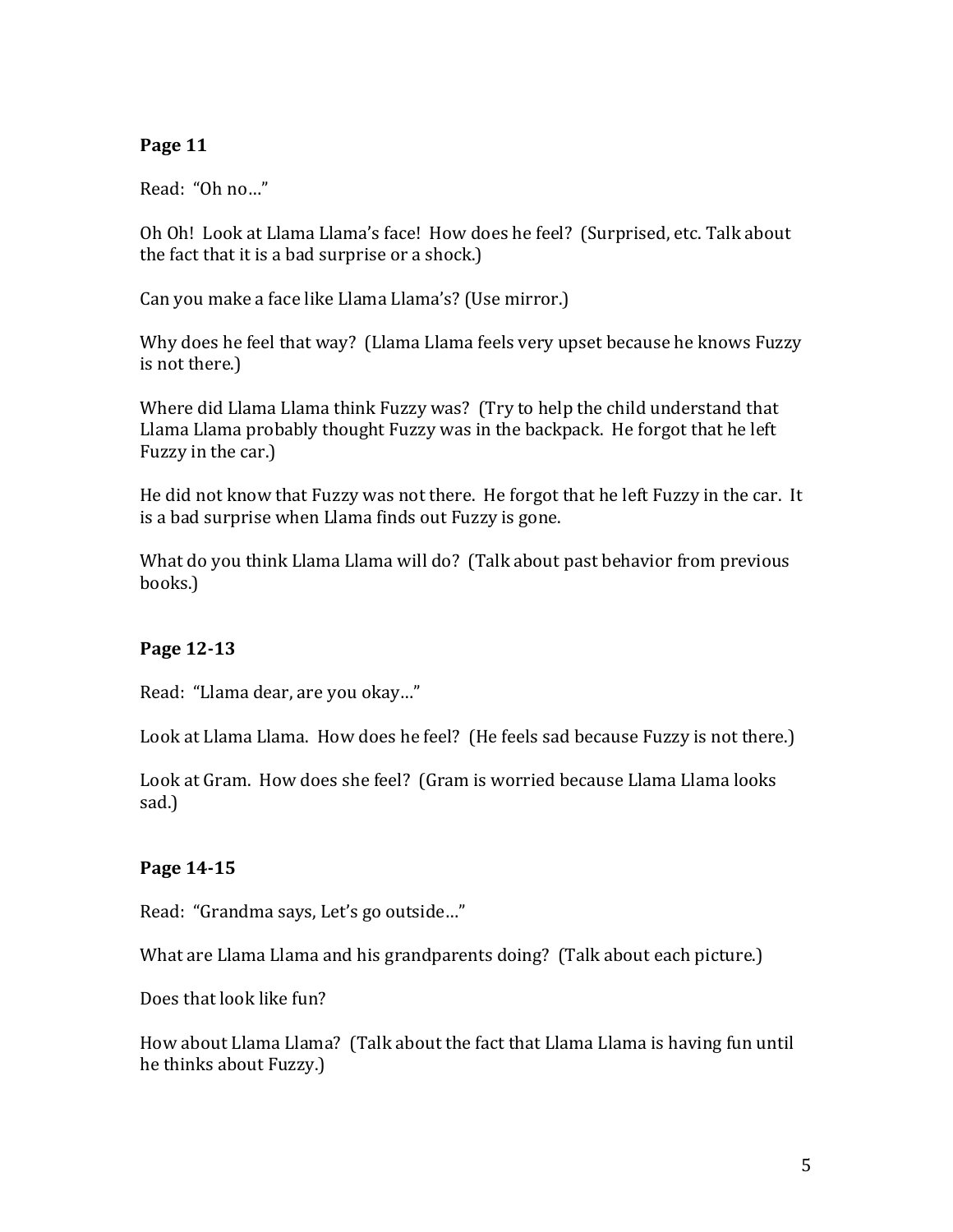**Page 11**

Read: "Oh no…"

Oh Oh! Look at Llama Llama's face! How does he feel? (Surprised, etc. Talk about the fact that it is a bad surprise or a shock.)

Can you make a face like Llama Llama's? (Use mirror.)

Why does he feel that way? (Llama Llama feels very upset because he knows Fuzzy is not there.)

Where did Llama Llama think Fuzzy was? (Try to help the child understand that Llama Llama probably thought Fuzzy was in the backpack. He forgot that he left Fuzzy in the car.)

He did not know that Fuzzy was not there. He forgot that he left Fuzzy in the car. It is a bad surprise when Llama finds out Fuzzy is gone.

What do you think Llama Llama will do? (Talk about past behavior from previous books.)

**Page 12-13**

Read: "Llama dear, are you okay…"

Look at Llama Llama. How does he feel? (He feels sad because Fuzzy is not there.)

Look at Gram. How does she feel? (Gram is worried because Llama Llama looks sad.)

**Page 14-15**

Read: "Grandma says, Let's go outside…"

What are Llama Llama and his grandparents doing? (Talk about each picture.)

Does that look like fun?

How about Llama Llama? (Talk about the fact that Llama Llama is having fun until he thinks about Fuzzy.)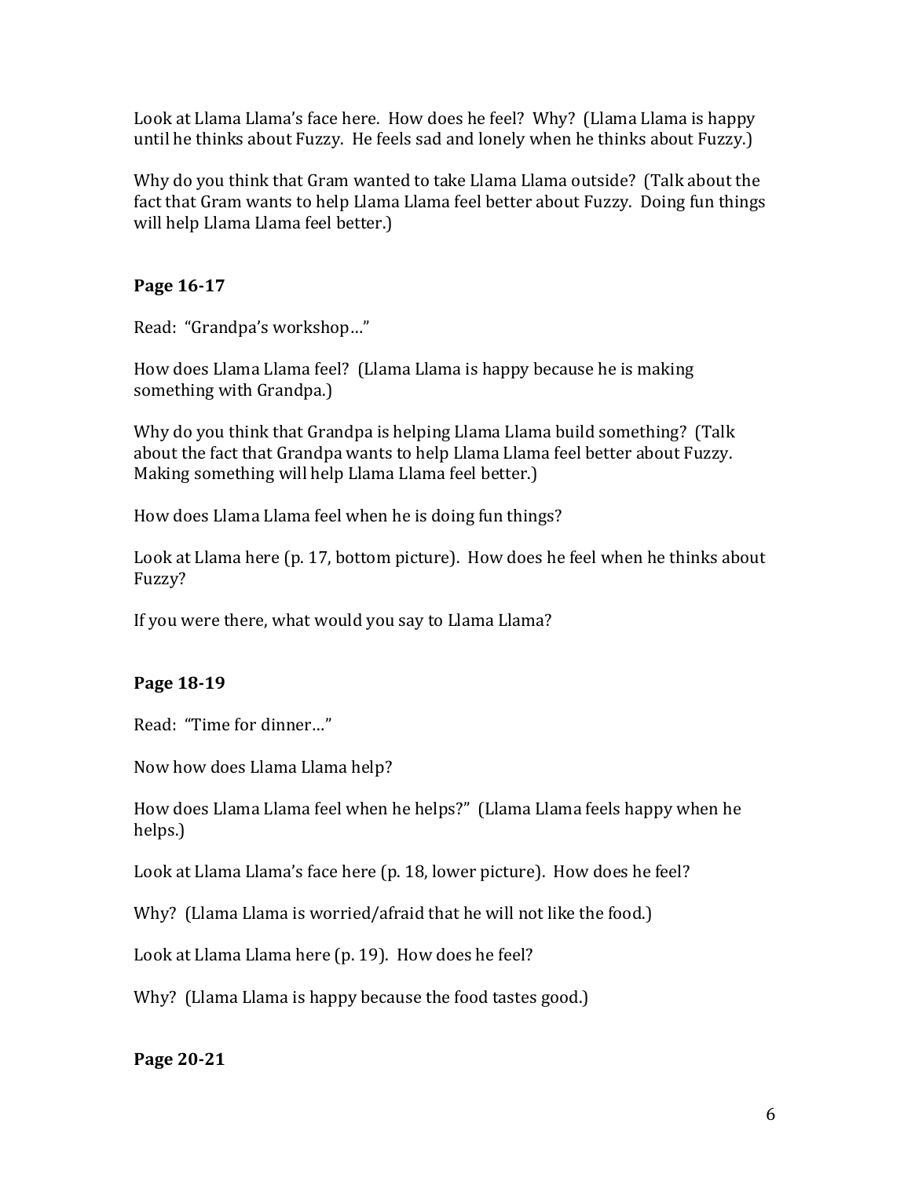Look at Llama Llama's face here. How does he feel? Why? (Llama Llama is happy until he thinks about Fuzzy. He feels sad and lonely when he thinks about Fuzzy.)

Why do you think that Gram wanted to take Llama Llama outside? (Talk about the fact that Gram wants to help Llama Llama feel better about Fuzzy. Doing fun things will help Llama Llama feel better.)

**Page 16-17**

Read: "Grandpa's workshop…"

How does Llama Llama feel? (Llama Llama is happy because he is making something with Grandpa.)

Why do you think that Grandpa is helping Llama Llama build something? (Talk about the fact that Grandpa wants to help Llama Llama feel better about Fuzzy. Making something will help Llama Llama feel better.)

How does Llama Llama feel when he is doing fun things?

Look at Llama here (p. 17, bottom picture). How does he feel when he thinks about Fuzzy?

If you were there, what would you say to Llama Llama?

**Page 18-19**

Read: "Time for dinner…"

Now how does Llama Llama help?

How does Llama Llama feel when he helps?" (Llama Llama feels happy when he helps.)

Look at Llama Llama's face here (p. 18, lower picture). How does he feel?

Why? (Llama Llama is worried/afraid that he will not like the food.)

Look at Llama Llama here (p. 19). How does he feel?

Why? (Llama Llama is happy because the food tastes good.)

**Page 20-21**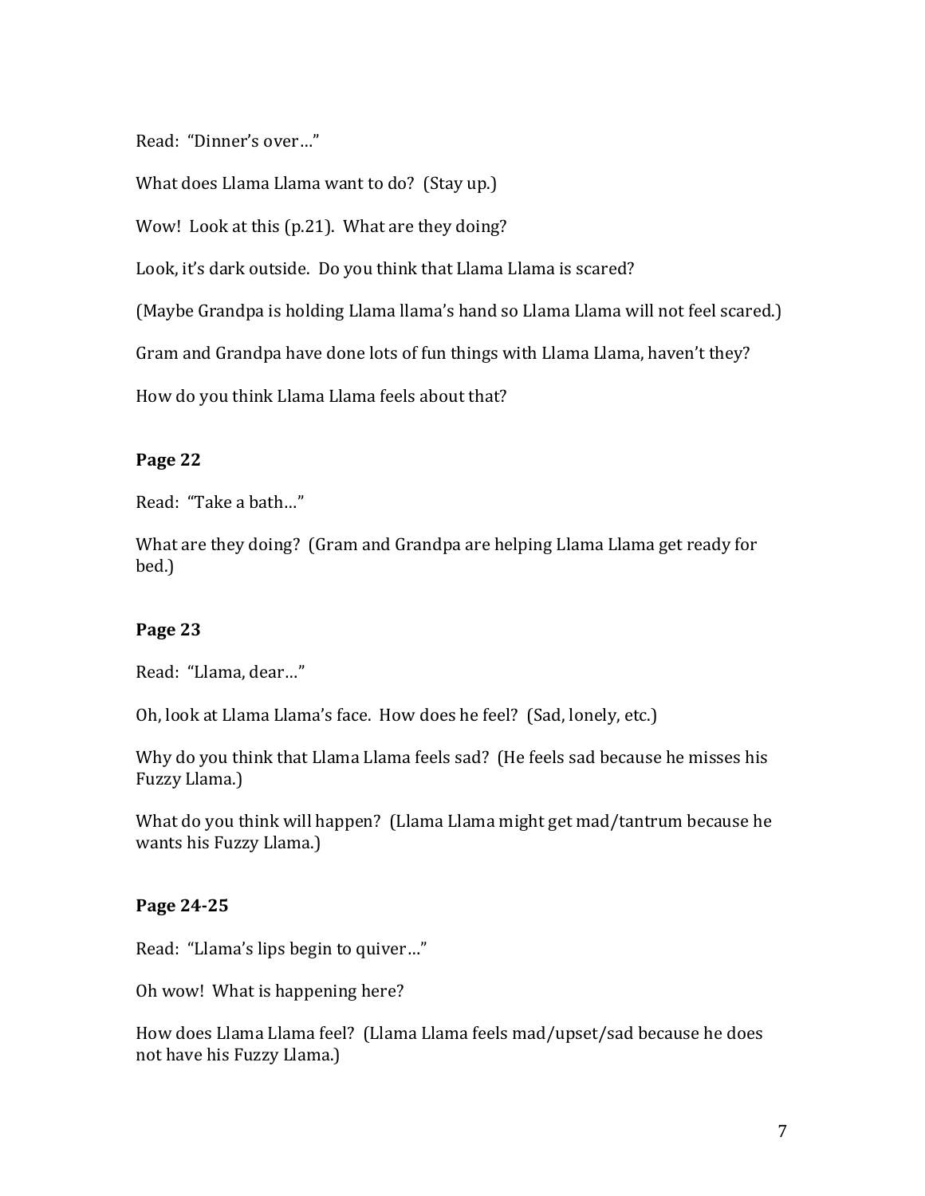Read: "Dinner's over…"

What does Llama Llama want to do? (Stay up.)

Wow! Look at this (p.21). What are they doing?

Look, it's dark outside. Do you think that Llama Llama is scared?

(Maybe Grandpa is holding Llama llama's hand so Llama Llama will not feel scared.)

Gram and Grandpa have done lots of fun things with Llama Llama, haven't they?

How do you think Llama Llama feels about that?

**Page 22**

Read: "Take a bath…"

What are they doing? (Gram and Grandpa are helping Llama Llama get ready for bed.)

**Page 23**

Read: "Llama, dear…"

Oh, look at Llama Llama's face. How does he feel? (Sad, lonely, etc.)

Why do you think that Llama Llama feels sad? (He feels sad because he misses his Fuzzy Llama.)

What do you think will happen? (Llama Llama might get mad/tantrum because he wants his Fuzzy Llama.)

**Page 24-25**

Read: "Llama's lips begin to quiver…"

Oh wow! What is happening here?

How does Llama Llama feel? (Llama Llama feels mad/upset/sad because he does not have his Fuzzy Llama.)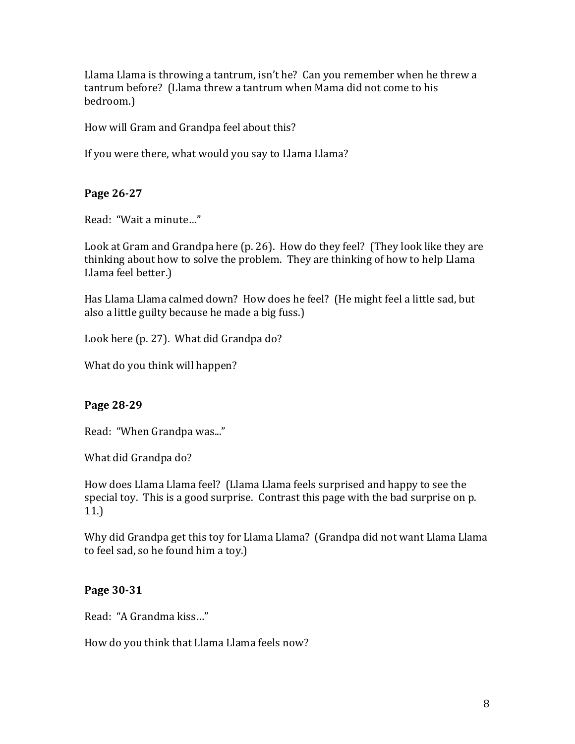Llama Llama is throwing a tantrum, isn't he? Can you remember when he threw a tantrum before? (Llama threw a tantrum when Mama did not come to his bedroom.)

How will Gram and Grandpa feel about this?

If you were there, what would you say to Llama Llama?

**Page 26-27**

Read: "Wait a minute…"

Look at Gram and Grandpa here (p. 26). How do they feel? (They look like they are thinking about how to solve the problem. They are thinking of how to help Llama Llama feel better.)

Has Llama Llama calmed down? How does he feel? (He might feel a little sad, but also a little guilty because he made a big fuss.)

Look here (p. 27). What did Grandpa do?

What do you think will happen?

**Page 28-29**

Read: "When Grandpa was..."

What did Grandpa do?

How does Llama Llama feel? (Llama Llama feels surprised and happy to see the special toy. This is a good surprise. Contrast this page with the bad surprise on p. 11.)

Why did Grandpa get this toy for Llama Llama? (Grandpa did not want Llama Llama to feel sad, so he found him a toy.)

**Page 30-31**

Read: "A Grandma kiss…"

How do you think that Llama Llama feels now?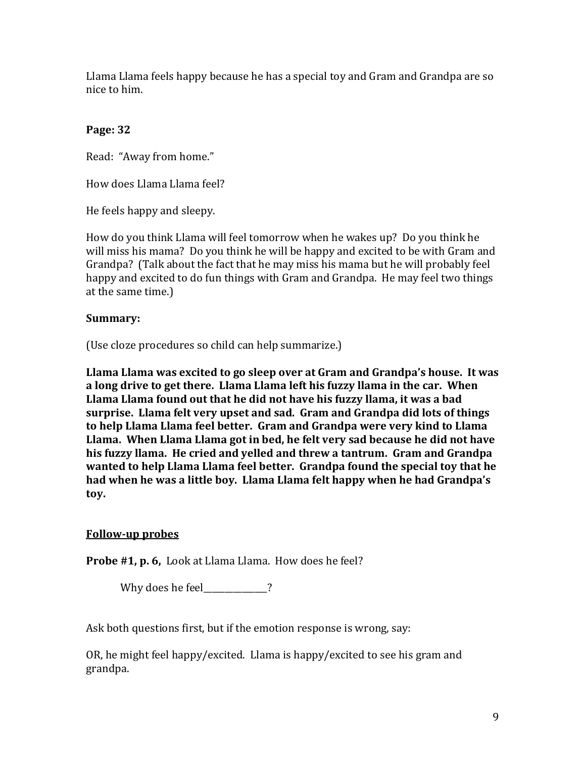Llama Llama feels happy because he has a special toy and Gram and Grandpa are so nice to him.

**Page: 32**

Read: "Away from home."

How does Llama Llama feel?

He feels happy and sleepy.

How do you think Llama will feel tomorrow when he wakes up? Do you think he will miss his mama? Do you think he will be happy and excited to be with Gram and Grandpa? (Talk about the fact that he may miss his mama but he will probably feel happy and excited to do fun things with Gram and Grandpa. He may feel two things at the same time.)

**Summary:**

(Use cloze procedures so child can help summarize.)

**Llama Llama was excited to go sleep over at Gram and Grandpa's house. It was a long drive to get there. Llama Llama left his fuzzy llama in the car. When Llama Llama found out that he did not have his fuzzy llama, it was a bad surprise. Llama felt very upset and sad. Gram and Grandpa did lots of things to help Llama Llama feel better. Gram and Grandpa were very kind to Llama Llama. When Llama Llama got in bed, he felt very sad because he did not have his fuzzy llama. He cried and yelled and threw a tantrum. Gram and Grandpa wanted to help Llama Llama feel better. Grandpa found the special toy that he had when he was a little boy. Llama Llama felt happy when he had Grandpa's toy.**

## Follow-up probes

**Probe #1, p. 6,** Look at Llama Llama. How does he feel?

Why does he feel_______________?

Ask both questions first, but if the emotion response is wrong, say:

OR, he might feel happy/excited. Llama is happy/excited to see his gram and grandpa.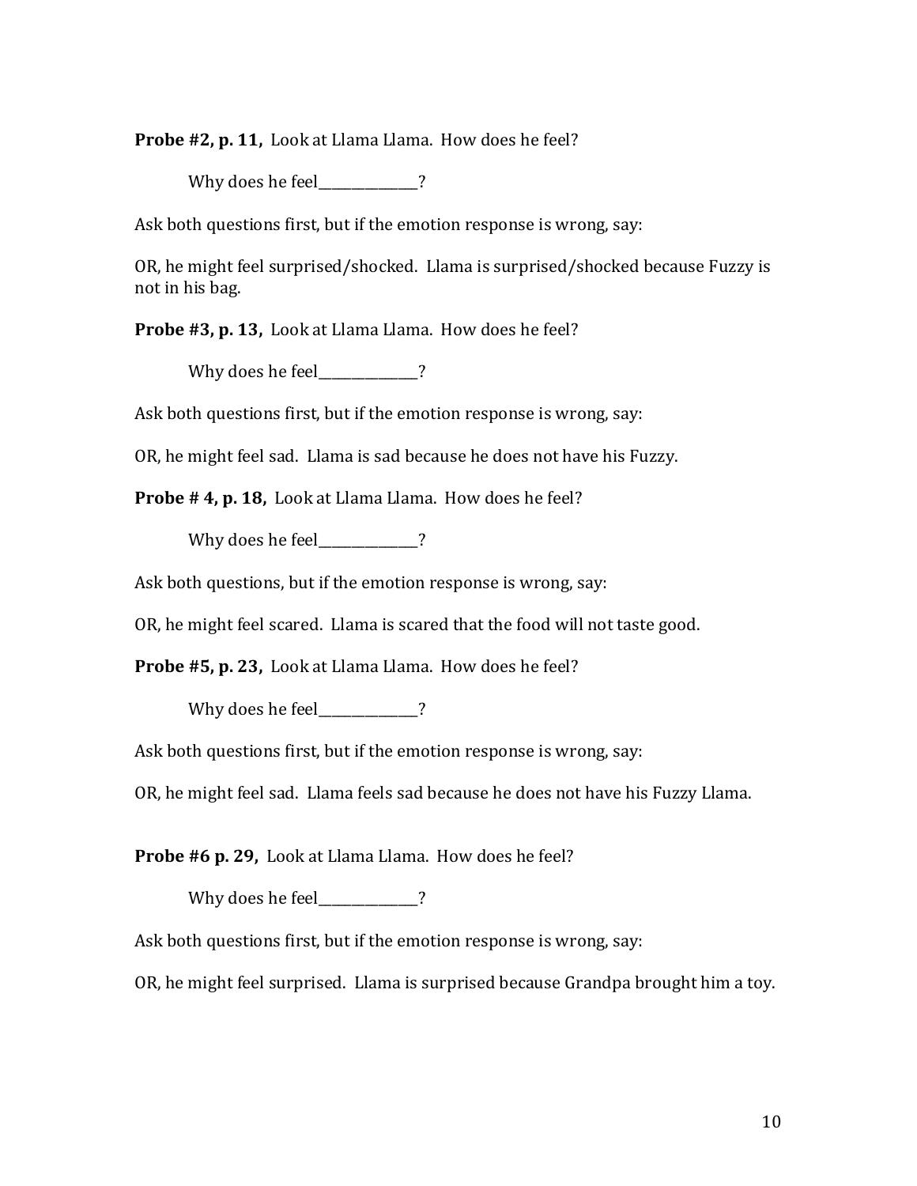**Probe #2, p. 11,** Look at Llama Llama. How does he feel?

Why does he feel_______________?

Ask both questions first, but if the emotion response is wrong, say:

OR, he might feel surprised/shocked. Llama is surprised/shocked because Fuzzy is not in his bag.

**Probe #3, p. 13,** Look at Llama Llama. How does he feel?

Why does he feel_______________?

Ask both questions first, but if the emotion response is wrong, say:

OR, he might feel sad. Llama is sad because he does not have his Fuzzy.

**Probe # 4, p. 18,** Look at Llama Llama. How does he feel?

Why does he feel_______________?

Ask both questions, but if the emotion response is wrong, say:

OR, he might feel scared. Llama is scared that the food will not taste good.

**Probe #5, p. 23,** Look at Llama Llama. How does he feel?

Why does he feel_______________?

Ask both questions first, but if the emotion response is wrong, say:

OR, he might feel sad. Llama feels sad because he does not have his Fuzzy Llama.

**Probe #6 p. 29,** Look at Llama Llama. How does he feel?

Why does he feel_______________?

Ask both questions first, but if the emotion response is wrong, say:

OR, he might feel surprised. Llama is surprised because Grandpa brought him a toy.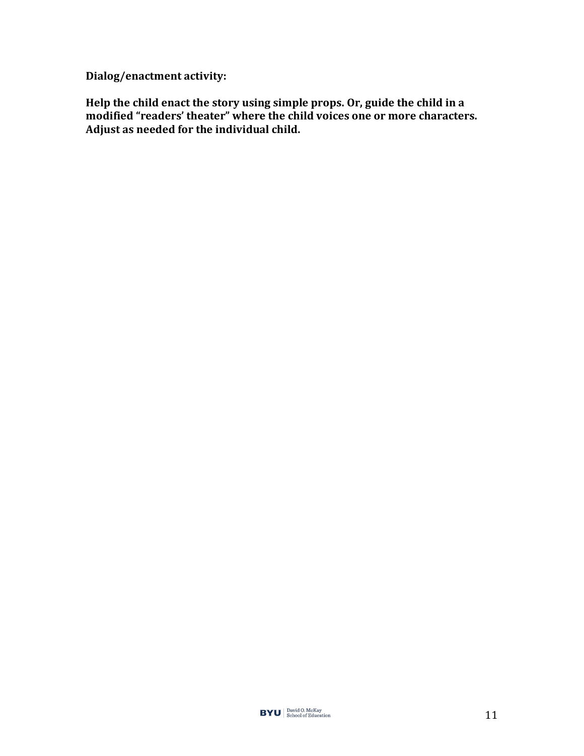**Dialog/enactment activity:**

**Help the child enact the story using simple props. Or, guide the child in a modified "readers' theater" where the child voices one or more characters. Adjust as needed for the individual child.**